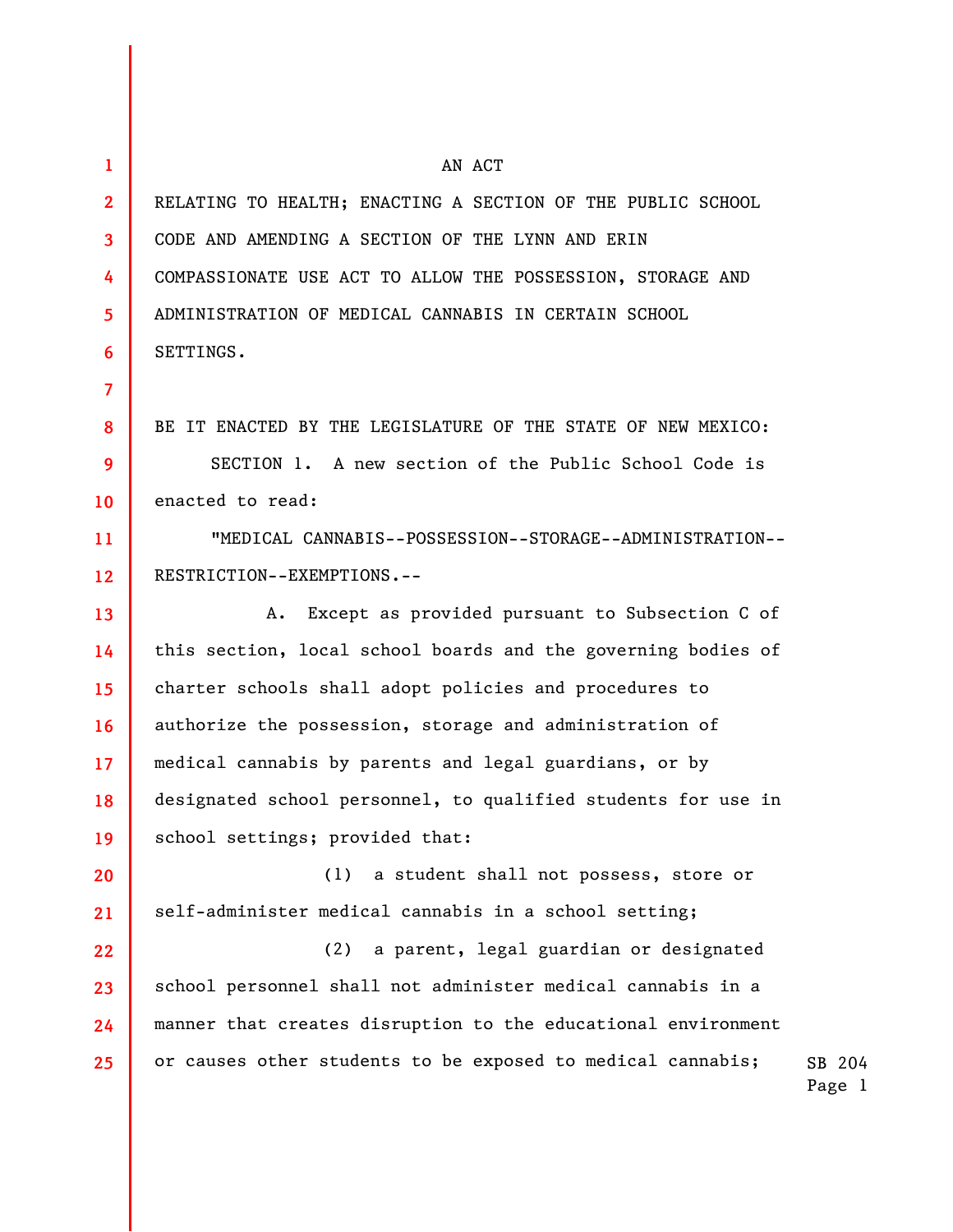AN ACT

RELATING TO HEALTH; ENACTING A SECTION OF THE PUBLIC SCHOOL CODE AND AMENDING A SECTION OF THE LYNN AND ERIN COMPASSIONATE USE ACT TO ALLOW THE POSSESSION, STORAGE AND ADMINISTRATION OF MEDICAL CANNABIS IN CERTAIN SCHOOL SETTINGS.

BE IT ENACTED BY THE LEGISLATURE OF THE STATE OF NEW MEXICO:

SECTION 1. A new section of the Public School Code is enacted to read:

"MEDICAL CANNABIS--POSSESSION--STORAGE--ADMINISTRATION--RESTRICTION--EXEMPTIONS.--

A. Except as provided pursuant to Subsection C of this section, local school boards and the governing bodies of charter schools shall adopt policies and procedures to authorize the possession, storage and administration of medical cannabis by parents and legal guardians, or by designated school personnel, to qualified students for use in school settings; provided that:

(1) a student shall not possess, store or self-administer medical cannabis in a school setting;

(2) a parent, legal guardian or designated school personnel shall not administer medical cannabis in a manner that creates disruption to the educational environment or causes other students to be exposed to medical cannabis;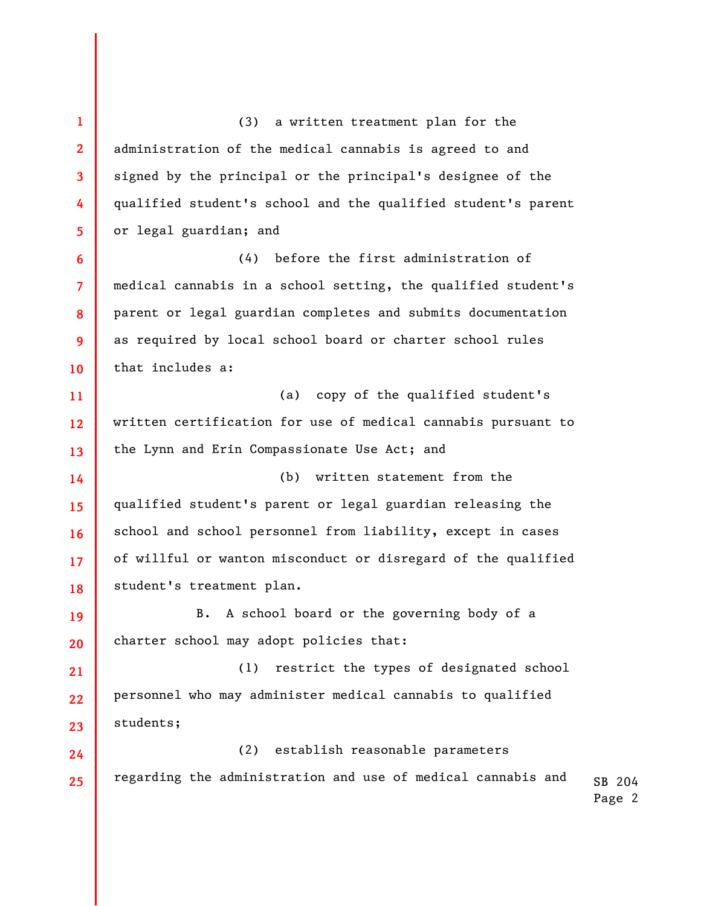(3) a written treatment plan for the administration of the medical cannabis is agreed to and signed by the principal or the principal's designee of the qualified student's school and the qualified student's parent or legal guardian; and

(4) before the first administration of medical cannabis in a school setting, the qualified student's parent or legal guardian completes and submits documentation as required by local school board or charter school rules that includes a:

(a) copy of the qualified student's written certification for use of medical cannabis pursuant to the Lynn and Erin Compassionate Use Act; and

(b) written statement from the qualified student's parent or legal guardian releasing the school and school personnel from liability, except in cases of willful or wanton misconduct or disregard of the qualified student's treatment plan.

B. A school board or the governing body of a charter school may adopt policies that:

(1) restrict the types of designated school personnel who may administer medical cannabis to qualified students;

(2) establish reasonable parameters regarding the administration and use of medical cannabis and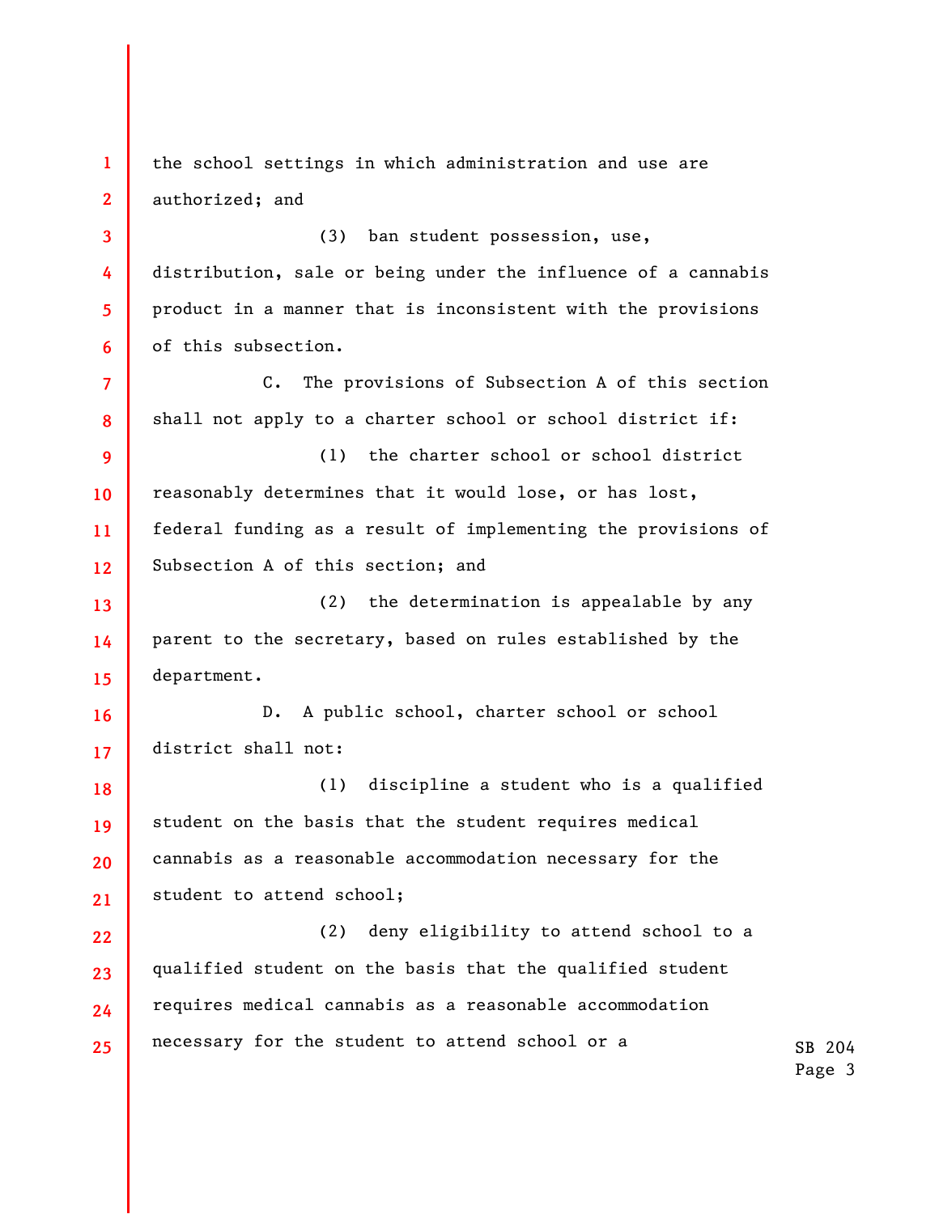the school settings in which administration and use are authorized; and

(3) ban student possession, use, distribution, sale or being under the influence of a cannabis product in a manner that is inconsistent with the provisions of this subsection.

C. The provisions of Subsection A of this section shall not apply to a charter school or school district if:

(1) the charter school or school district reasonably determines that it would lose, or has lost, federal funding as a result of implementing the provisions of Subsection A of this section; and

(2) the determination is appealable by any parent to the secretary, based on rules established by the department.

D. A public school, charter school or school district shall not:

(1) discipline a student who is a qualified student on the basis that the student requires medical cannabis as a reasonable accommodation necessary for the student to attend school;

(2) deny eligibility to attend school to a qualified student on the basis that the qualified student requires medical cannabis as a reasonable accommodation necessary for the student to attend school or a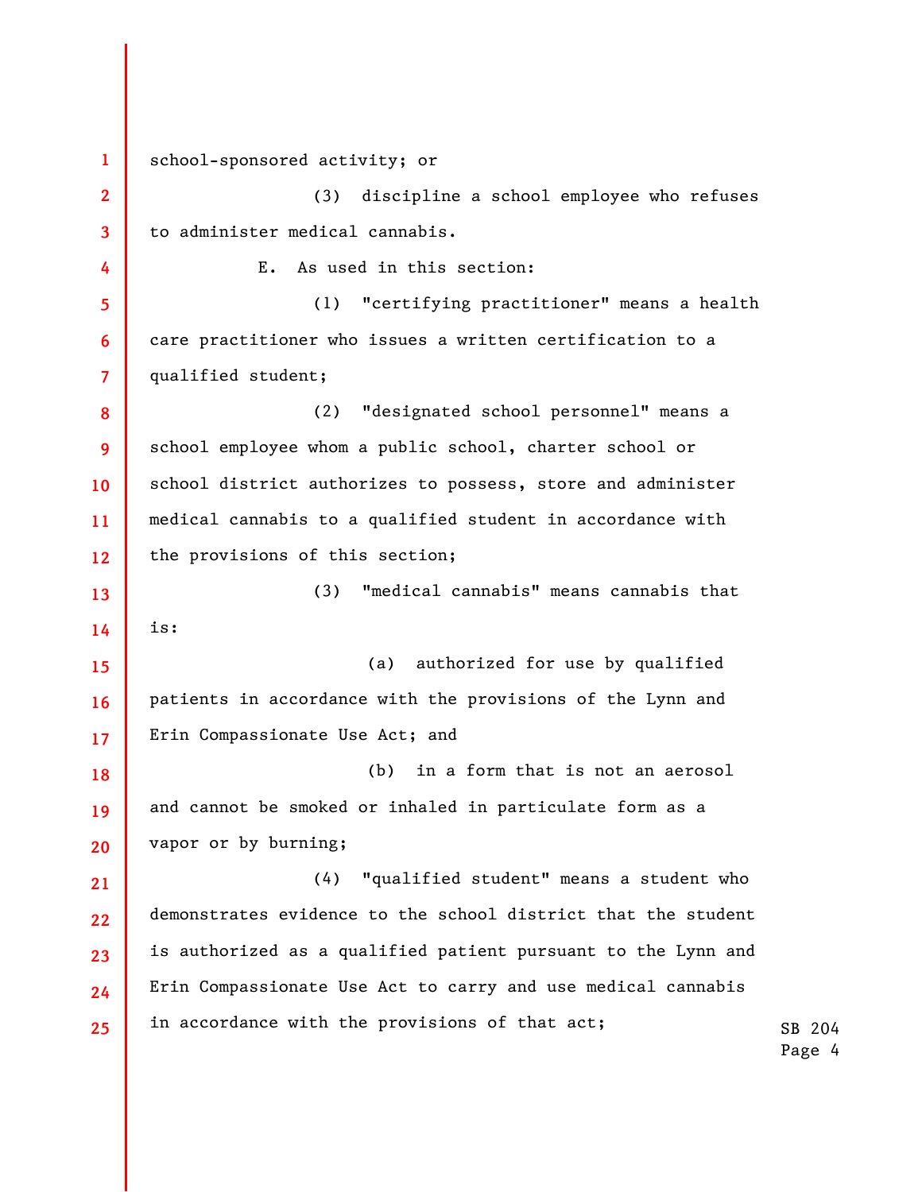school-sponsored activity; or

(3) discipline a school employee who refuses to administer medical cannabis.

E. As used in this section:

(1) "certifying practitioner" means a health care practitioner who issues a written certification to a qualified student;

(2) "designated school personnel" means a school employee whom a public school, charter school or school district authorizes to possess, store and administer medical cannabis to a qualified student in accordance with the provisions of this section;

(3) "medical cannabis" means cannabis that is:

(a) authorized for use by qualified patients in accordance with the provisions of the Lynn and Erin Compassionate Use Act; and

(b) in a form that is not an aerosol and cannot be smoked or inhaled in particulate form as a vapor or by burning;

(4) "qualified student" means a student who demonstrates evidence to the school district that the student is authorized as a qualified patient pursuant to the Lynn and Erin Compassionate Use Act to carry and use medical cannabis in accordance with the provisions of that act;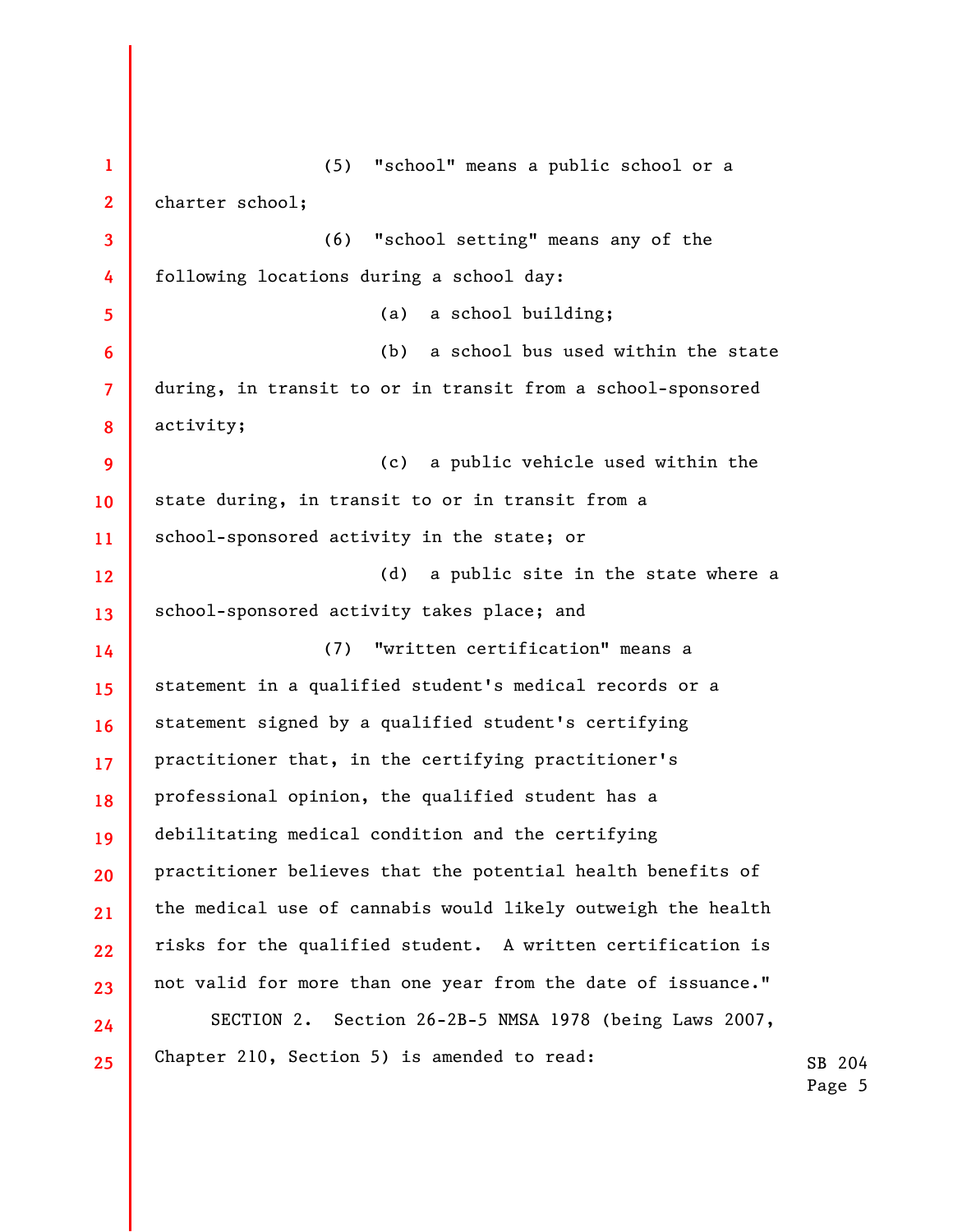(5) "school" means a public school or a charter school;

(6) "school setting" means any of the following locations during a school day:

(a) a school building;

(b) a school bus used within the state during, in transit to or in transit from a school-sponsored activity;

(c) a public vehicle used within the state during, in transit to or in transit from a school-sponsored activity in the state; or

(d) a public site in the state where a school-sponsored activity takes place; and

(7) "written certification" means a statement in a qualified student's medical records or a statement signed by a qualified student's certifying practitioner that, in the certifying practitioner's professional opinion, the qualified student has a debilitating medical condition and the certifying practitioner believes that the potential health benefits of the medical use of cannabis would likely outweigh the health risks for the qualified student. A written certification is not valid for more than one year from the date of issuance."

SECTION 2. Section 26-2B-5 NMSA 1978 (being Laws 2007, Chapter 210, Section 5) is amended to read: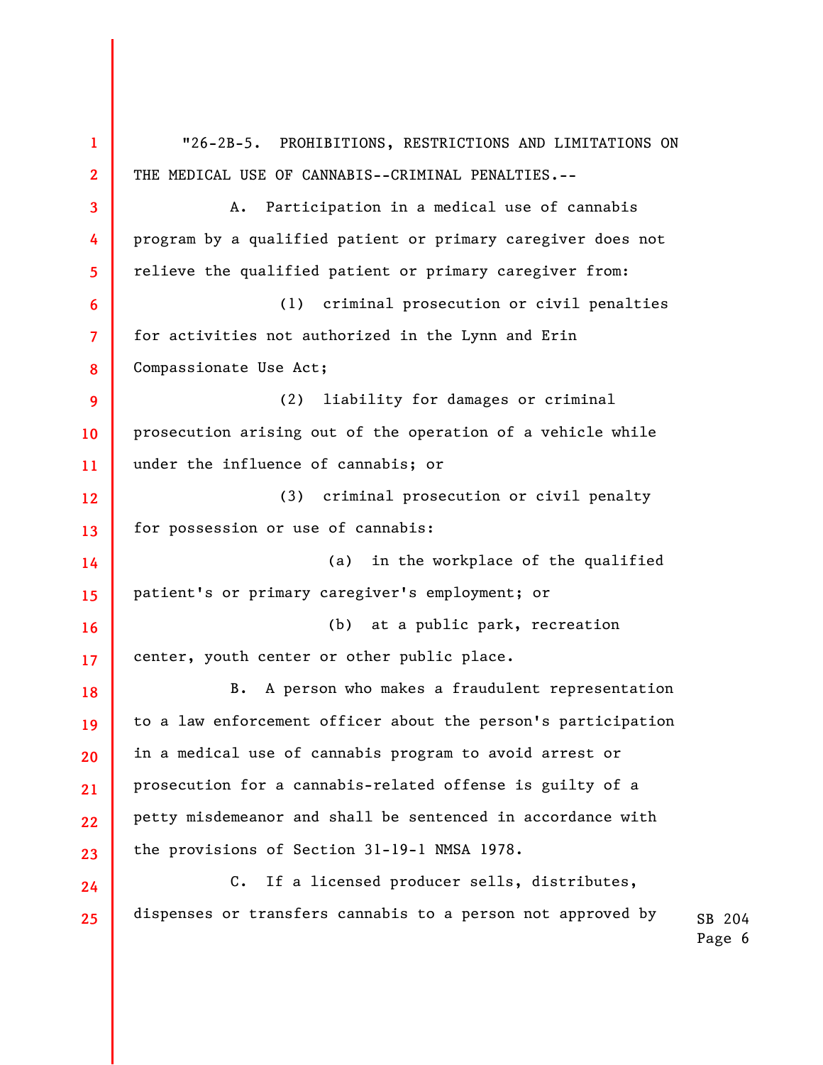"26-2B-5. PROHIBITIONS, RESTRICTIONS AND LIMITATIONS ON THE MEDICAL USE OF CANNABIS--CRIMINAL PENALTIES.--

A. Participation in a medical use of cannabis program by a qualified patient or primary caregiver does not relieve the qualified patient or primary caregiver from:

(1) criminal prosecution or civil penalties for activities not authorized in the Lynn and Erin Compassionate Use Act;

(2) liability for damages or criminal prosecution arising out of the operation of a vehicle while under the influence of cannabis; or

(3) criminal prosecution or civil penalty for possession or use of cannabis:

(a) in the workplace of the qualified patient's or primary caregiver's employment; or

(b) at a public park, recreation center, youth center or other public place.

B. A person who makes a fraudulent representation to a law enforcement officer about the person's participation in a medical use of cannabis program to avoid arrest or prosecution for a cannabis-related offense is guilty of a petty misdemeanor and shall be sentenced in accordance with the provisions of Section 31-19-1 NMSA 1978.

C. If a licensed producer sells, distributes, dispenses or transfers cannabis to a person not approved by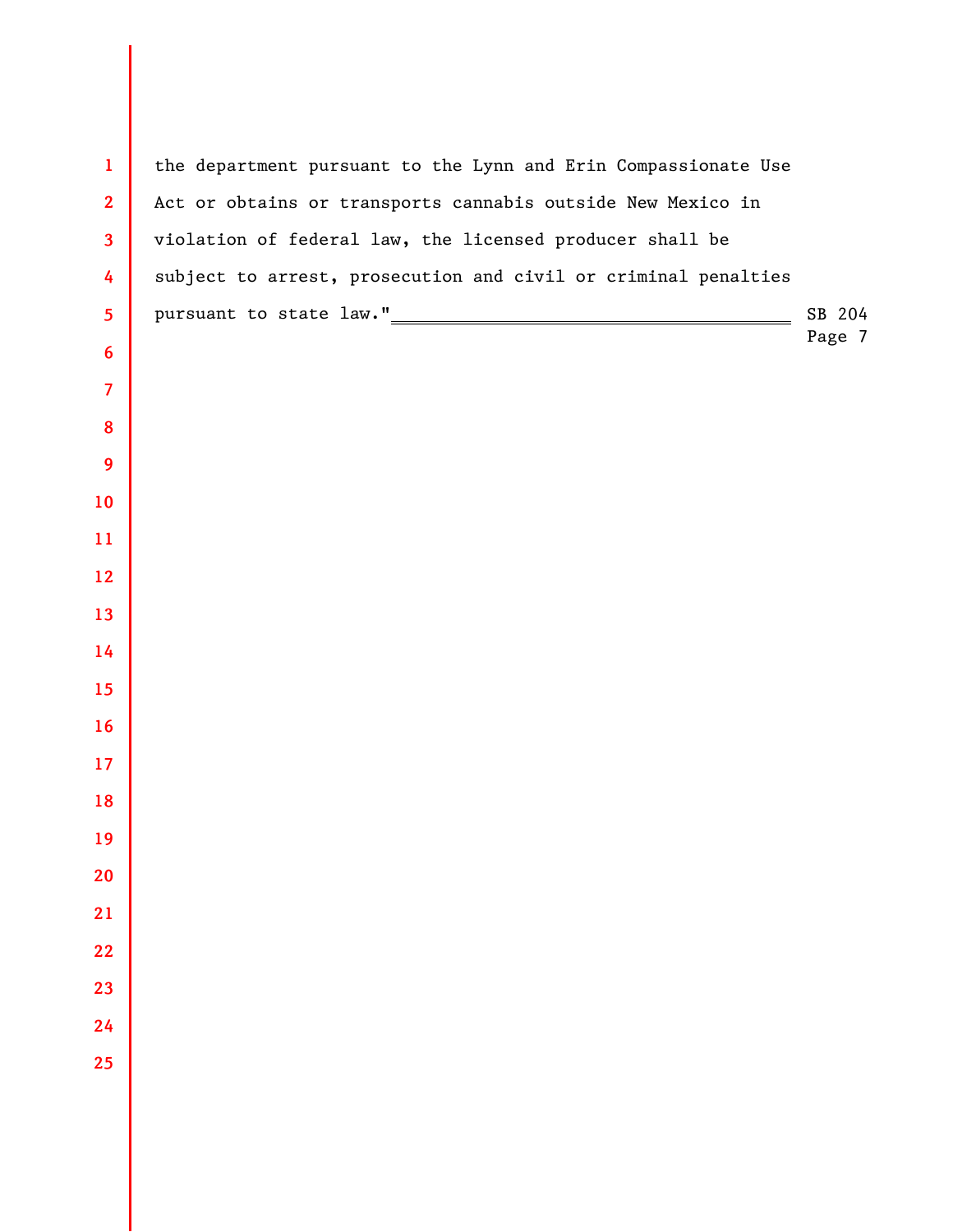the department pursuant to the Lynn and Erin Compassionate Use Act or obtains or transports cannabis outside New Mexico in violation of federal law, the licensed producer shall be subject to arrest, prosecution and civil or criminal penalties pursuant to state law."